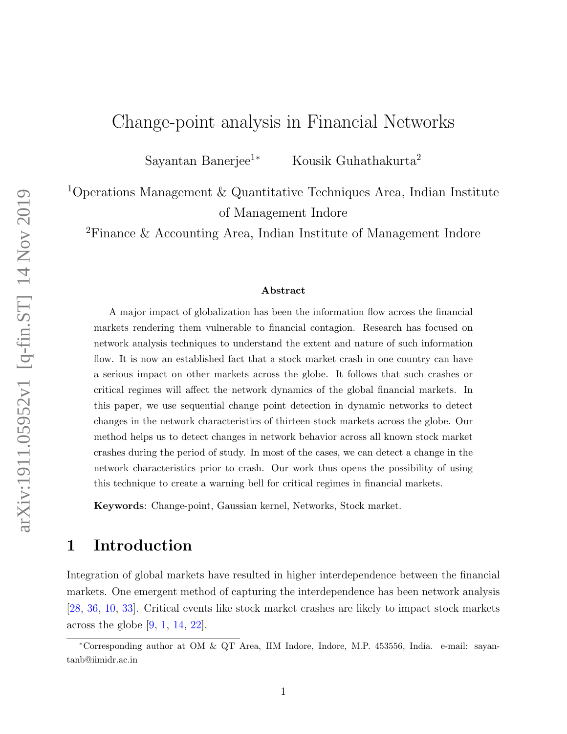# Change-point analysis in Financial Networks

Sayantan Banerjee[1*]  Kousik Guhathakurta[2]

[1]Operations Management & Quantitative Techniques Area, Indian Institute of Management Indore

[2]Finance & Accounting Area, Indian Institute of Management Indore

### Abstract

A major impact of globalization has been the information flow across the financial markets rendering them vulnerable to financial contagion. Research has focused on network analysis techniques to understand the extent and nature of such information flow. It is now an established fact that a stock market crash in one country can have a serious impact on other markets across the globe. It follows that such crashes or critical regimes will affect the network dynamics of the global financial markets. In this paper, we use sequential change point detection in dynamic networks to detect changes in the network characteristics of thirteen stock markets across the globe. Our method helps us to detect changes in network behavior across all known stock market crashes during the period of study. In most of the cases, we can detect a change in the network characteristics prior to crash. Our work thus opens the possibility of using this technique to create a warning bell for critical regimes in financial markets.

**Keywords**: Change-point, Gaussian kernel, Networks, Stock market.

## 1 Introduction

Integration of global markets have resulted in higher interdependence between the financial markets. One emergent method of capturing the interdependence has been network analysis [28, 36, 10, 33]. Critical events like stock market crashes are likely to impact stock markets across the globe [9, 1, 14, 22].

*Corresponding author at OM & QT Area, IIM Indore, Indore, M.P. 453556, India. e-mail: sayantanb@iimidr.ac.in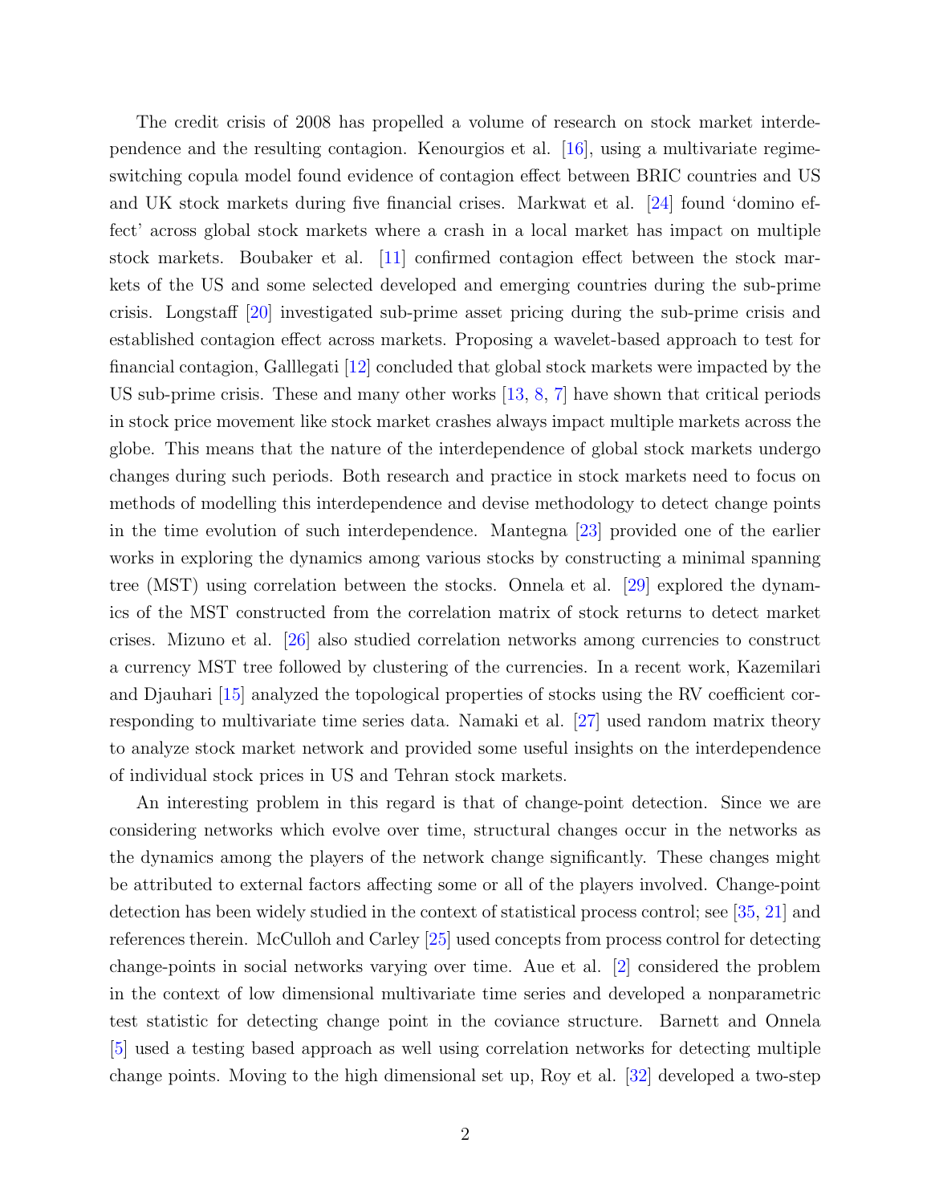The credit crisis of 2008 has propelled a volume of research on stock market interdependence and the resulting contagion. Kenourgios et al. [16], using a multivariate regime-switching copula model found evidence of contagion effect between BRIC countries and US and UK stock markets during five financial crises. Markwat et al. [24] found 'domino effect' across global stock markets where a crash in a local market has impact on multiple stock markets. Boubaker et al. [11] confirmed contagion effect between the stock markets of the US and some selected developed and emerging countries during the sub-prime crisis. Longstaff [20] investigated sub-prime asset pricing during the sub-prime crisis and established contagion effect across markets. Proposing a wavelet-based approach to test for financial contagion, Galllegati [12] concluded that global stock markets were impacted by the US sub-prime crisis. These and many other works [13, 8, 7] have shown that critical periods in stock price movement like stock market crashes always impact multiple markets across the globe. This means that the nature of the interdependence of global stock markets undergo changes during such periods. Both research and practice in stock markets need to focus on methods of modelling this interdependence and devise methodology to detect change points in the time evolution of such interdependence. Mantegna [23] provided one of the earlier works in exploring the dynamics among various stocks by constructing a minimal spanning tree (MST) using correlation between the stocks. Onnela et al. [29] explored the dynamics of the MST constructed from the correlation matrix of stock returns to detect market crises. Mizuno et al. [26] also studied correlation networks among currencies to construct a currency MST tree followed by clustering of the currencies. In a recent work, Kazemilari and Djauhari [15] analyzed the topological properties of stocks using the RV coefficient corresponding to multivariate time series data. Namaki et al. [27] used random matrix theory to analyze stock market network and provided some useful insights on the interdependence of individual stock prices in US and Tehran stock markets.

An interesting problem in this regard is that of change-point detection. Since we are considering networks which evolve over time, structural changes occur in the networks as the dynamics among the players of the network change significantly. These changes might be attributed to external factors affecting some or all of the players involved. Change-point detection has been widely studied in the context of statistical process control; see [35, 21] and references therein. McCulloh and Carley [25] used concepts from process control for detecting change-points in social networks varying over time. Aue et al. [2] considered the problem in the context of low dimensional multivariate time series and developed a nonparametric test statistic for detecting change point in the coviance structure. Barnett and Onnela [5] used a testing based approach as well using correlation networks for detecting multiple change points. Moving to the high dimensional set up, Roy et al. [32] developed a two-step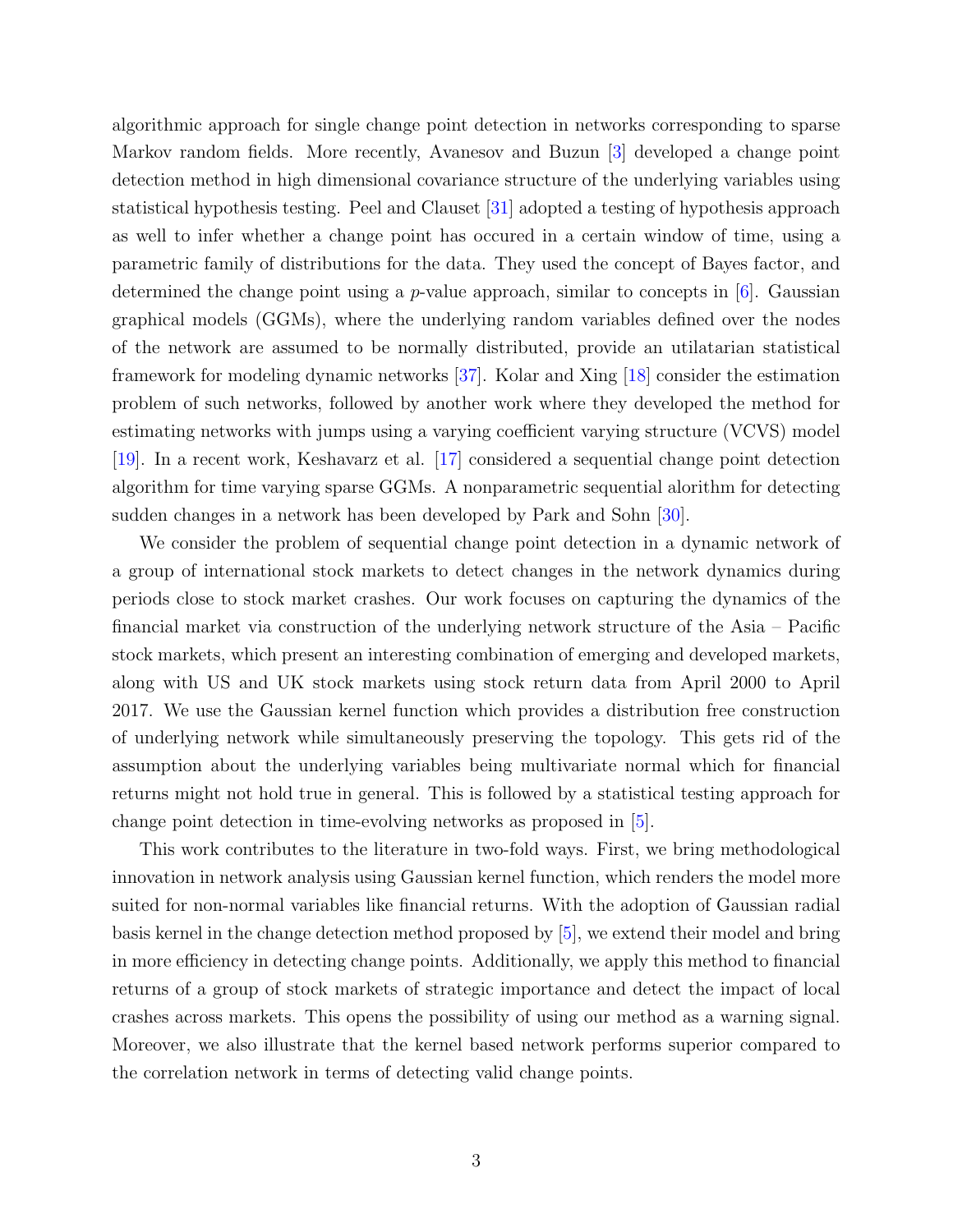algorithmic approach for single change point detection in networks corresponding to sparse Markov random fields. More recently, Avanesov and Buzun [3] developed a change point detection method in high dimensional covariance structure of the underlying variables using statistical hypothesis testing. Peel and Clauset [31] adopted a testing of hypothesis approach as well to infer whether a change point has occured in a certain window of time, using a parametric family of distributions for the data. They used the concept of Bayes factor, and determined the change point using a $p$-value approach, similar to concepts in [6]. Gaussian graphical models (GGMs), where the underlying random variables defined over the nodes of the network are assumed to be normally distributed, provide an utilatarian statistical framework for modeling dynamic networks [37]. Kolar and Xing [18] consider the estimation problem of such networks, followed by another work where they developed the method for estimating networks with jumps using a varying coefficient varying structure (VCVS) model [19]. In a recent work, Keshavarz et al. [17] considered a sequential change point detection algorithm for time varying sparse GGMs. A nonparametric sequential alorithm for detecting sudden changes in a network has been developed by Park and Sohn [30].

We consider the problem of sequential change point detection in a dynamic network of a group of international stock markets to detect changes in the network dynamics during periods close to stock market crashes. Our work focuses on capturing the dynamics of the financial market via construction of the underlying network structure of the Asia – Pacific stock markets, which present an interesting combination of emerging and developed markets, along with US and UK stock markets using stock return data from April 2000 to April 2017. We use the Gaussian kernel function which provides a distribution free construction of underlying network while simultaneously preserving the topology. This gets rid of the assumption about the underlying variables being multivariate normal which for financial returns might not hold true in general. This is followed by a statistical testing approach for change point detection in time-evolving networks as proposed in [5].

This work contributes to the literature in two-fold ways. First, we bring methodological innovation in network analysis using Gaussian kernel function, which renders the model more suited for non-normal variables like financial returns. With the adoption of Gaussian radial basis kernel in the change detection method proposed by [5], we extend their model and bring in more efficiency in detecting change points. Additionally, we apply this method to financial returns of a group of stock markets of strategic importance and detect the impact of local crashes across markets. This opens the possibility of using our method as a warning signal. Moreover, we also illustrate that the kernel based network performs superior compared to the correlation network in terms of detecting valid change points.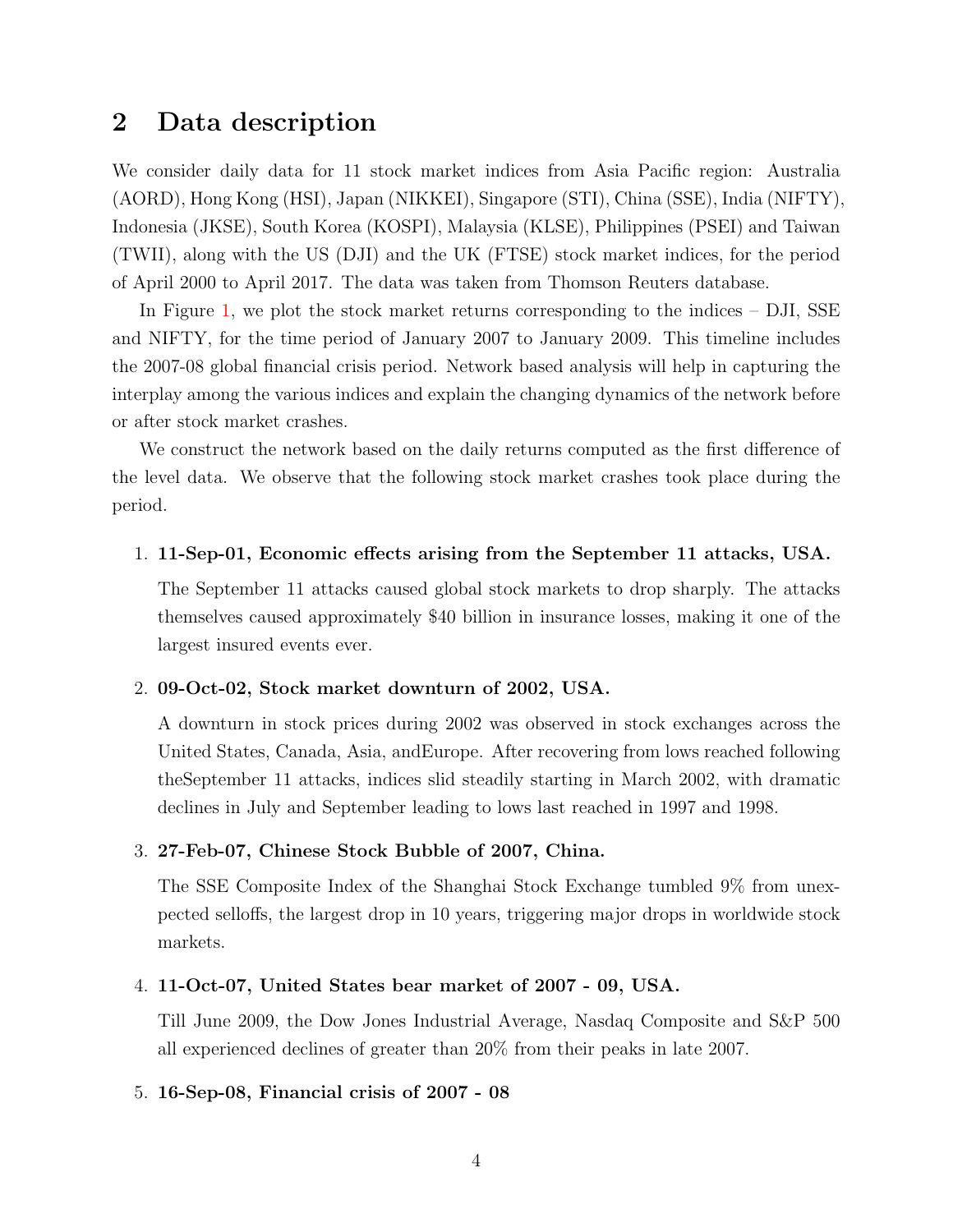## 2 Data description

We consider daily data for 11 stock market indices from Asia Pacific region: Australia (AORD), Hong Kong (HSI), Japan (NIKKEI), Singapore (STI), China (SSE), India (NIFTY), Indonesia (JKSE), South Korea (KOSPI), Malaysia (KLSE), Philippines (PSEI) and Taiwan (TWII), along with the US (DJI) and the UK (FTSE) stock market indices, for the period of April 2000 to April 2017. The data was taken from Thomson Reuters database.

In Figure 1, we plot the stock market returns corresponding to the indices – DJI, SSE and NIFTY, for the time period of January 2007 to January 2009. This timeline includes the 2007-08 global financial crisis period. Network based analysis will help in capturing the interplay among the various indices and explain the changing dynamics of the network before or after stock market crashes.

We construct the network based on the daily returns computed as the first difference of the level data. We observe that the following stock market crashes took place during the period.

1. **11-Sep-01, Economic effects arising from the September 11 attacks, USA.**

   The September 11 attacks caused global stock markets to drop sharply. The attacks themselves caused approximately $40 billion in insurance losses, making it one of the largest insured events ever.

2. **09-Oct-02, Stock market downturn of 2002, USA.**

   A downturn in stock prices during 2002 was observed in stock exchanges across the United States, Canada, Asia, andEurope. After recovering from lows reached following theSeptember 11 attacks, indices slid steadily starting in March 2002, with dramatic declines in July and September leading to lows last reached in 1997 and 1998.

3. **27-Feb-07, Chinese Stock Bubble of 2007, China.**

   The SSE Composite Index of the Shanghai Stock Exchange tumbled 9% from unexpected selloffs, the largest drop in 10 years, triggering major drops in worldwide stock markets.

4. **11-Oct-07, United States bear market of 2007 - 09, USA.**

   Till June 2009, the Dow Jones Industrial Average, Nasdaq Composite and S&P 500 all experienced declines of greater than 20% from their peaks in late 2007.

5. **16-Sep-08, Financial crisis of 2007 - 08**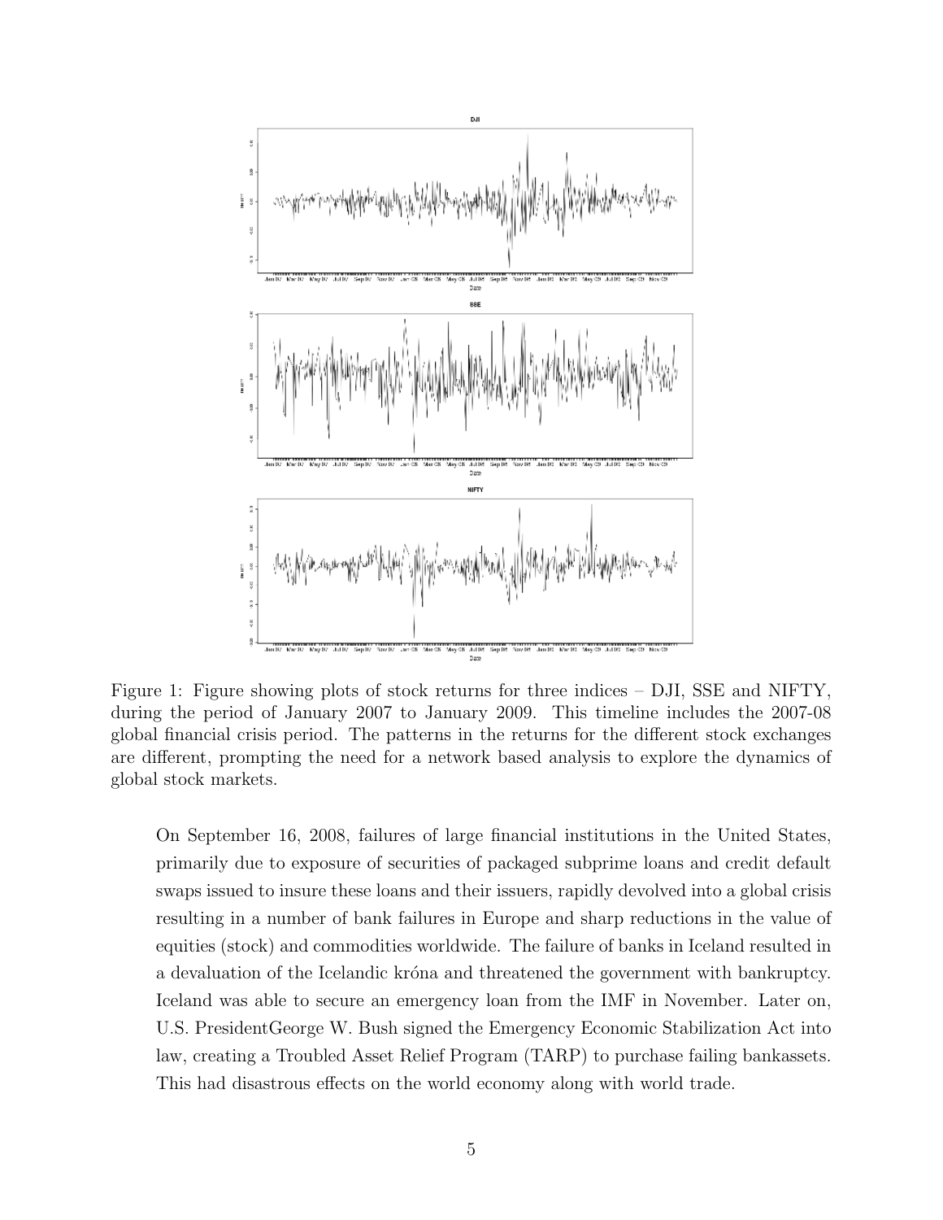Figure 1: Figure showing plots of stock returns for three indices – DJI, SSE and NIFTY, during the period of January 2007 to January 2009. This timeline includes the 2007-08 global financial crisis period. The patterns in the returns for the different stock exchanges are different, prompting the need for a network based analysis to explore the dynamics of global stock markets.

> On September 16, 2008, failures of large financial institutions in the United States, primarily due to exposure of securities of packaged subprime loans and credit default swaps issued to insure these loans and their issuers, rapidly devolved into a global crisis resulting in a number of bank failures in Europe and sharp reductions in the value of equities (stock) and commodities worldwide. The failure of banks in Iceland resulted in a devaluation of the Icelandic króna and threatened the government with bankruptcy. Iceland was able to secure an emergency loan from the IMF in November. Later on, U.S. PresidentGeorge W. Bush signed the Emergency Economic Stabilization Act into law, creating a Troubled Asset Relief Program (TARP) to purchase failing bankassets. This had disastrous effects on the world economy along with world trade.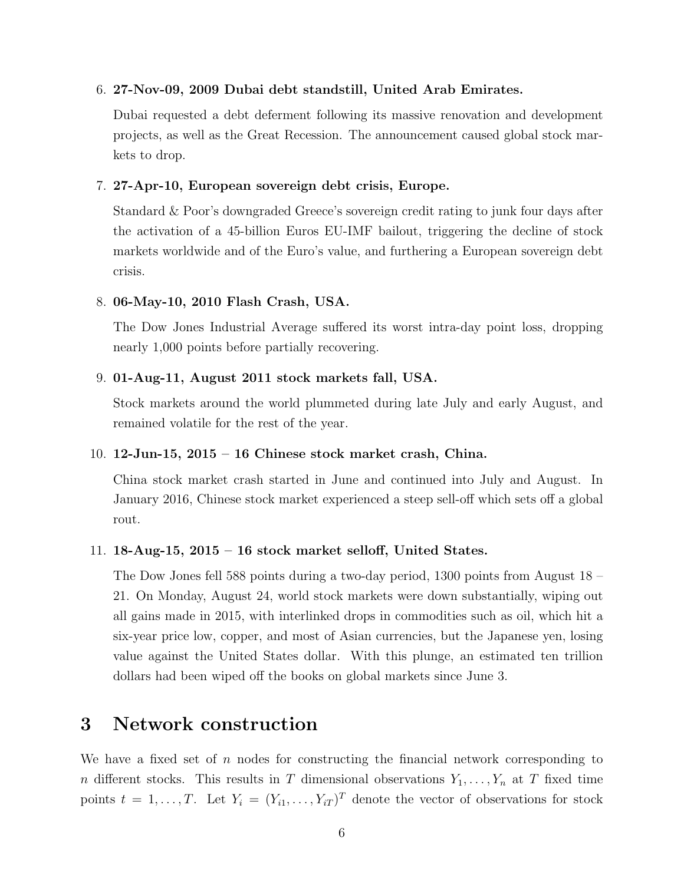6. **27-Nov-09, 2009 Dubai debt standstill, United Arab Emirates.**

   Dubai requested a debt deferment following its massive renovation and development projects, as well as the Great Recession. The announcement caused global stock markets to drop.

7. **27-Apr-10, European sovereign debt crisis, Europe.**

   Standard & Poor's downgraded Greece's sovereign credit rating to junk four days after the activation of a 45-billion Euros EU-IMF bailout, triggering the decline of stock markets worldwide and of the Euro's value, and furthering a European sovereign debt crisis.

8. **06-May-10, 2010 Flash Crash, USA.**

   The Dow Jones Industrial Average suffered its worst intra-day point loss, dropping nearly 1,000 points before partially recovering.

9. **01-Aug-11, August 2011 stock markets fall, USA.**

   Stock markets around the world plummeted during late July and early August, and remained volatile for the rest of the year.

10. **12-Jun-15, 2015 – 16 Chinese stock market crash, China.**

    China stock market crash started in June and continued into July and August. In January 2016, Chinese stock market experienced a steep sell-off which sets off a global rout.

11. **18-Aug-15, 2015 – 16 stock market selloff, United States.**

    The Dow Jones fell 588 points during a two-day period, 1300 points from August 18 – 21. On Monday, August 24, world stock markets were down substantially, wiping out all gains made in 2015, with interlinked drops in commodities such as oil, which hit a six-year price low, copper, and most of Asian currencies, but the Japanese yen, losing value against the United States dollar. With this plunge, an estimated ten trillion dollars had been wiped off the books on global markets since June 3.

# 3 Network construction

We have a fixed set of $n$ nodes for constructing the financial network corresponding to $n$ different stocks. This results in $T$ dimensional observations $Y_1, \ldots, Y_n$ at $T$ fixed time points $t = 1, \ldots, T$. Let $Y_i = (Y_{i1}, \ldots, Y_{iT})^T$ denote the vector of observations for stock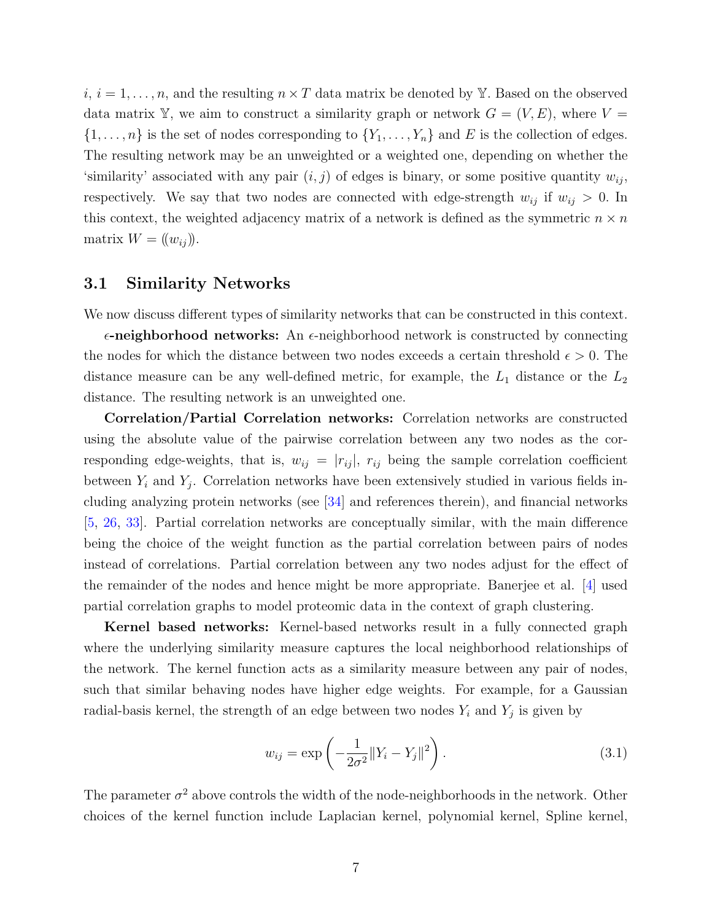$i$, $i = 1, \ldots, n$, and the resulting $n \times T$ data matrix be denoted by $\mathbb{Y}$. Based on the observed data matrix $\mathbb{Y}$, we aim to construct a similarity graph or network $G = (V, E)$, where $V = \{1, \ldots, n\}$ is the set of nodes corresponding to $\{Y_1, \ldots, Y_n\}$ and $E$ is the collection of edges. The resulting network may be an unweighted or a weighted one, depending on whether the 'similarity' associated with any pair $(i, j)$ of edges is binary, or some positive quantity $w_{ij}$, respectively. We say that two nodes are connected with edge-strength $w_{ij}$ if $w_{ij} > 0$. In this context, the weighted adjacency matrix of a network is defined as the symmetric $n \times n$ matrix $W = (\!(w_{ij})\!)$.

## 3.1 Similarity Networks

We now discuss different types of similarity networks that can be constructed in this context.

**$\epsilon$-neighborhood networks:** An $\epsilon$-neighborhood network is constructed by connecting the nodes for which the distance between two nodes exceeds a certain threshold $\epsilon > 0$. The distance measure can be any well-defined metric, for example, the $L_1$ distance or the $L_2$ distance. The resulting network is an unweighted one.

**Correlation/Partial Correlation networks:** Correlation networks are constructed using the absolute value of the pairwise correlation between any two nodes as the corresponding edge-weights, that is, $w_{ij} = |r_{ij}|$, $r_{ij}$ being the sample correlation coefficient between $Y_i$ and $Y_j$. Correlation networks have been extensively studied in various fields including analyzing protein networks (see [34] and references therein), and financial networks [5, 26, 33]. Partial correlation networks are conceptually similar, with the main difference being the choice of the weight function as the partial correlation between pairs of nodes instead of correlations. Partial correlation between any two nodes adjust for the effect of the remainder of the nodes and hence might be more appropriate. Banerjee et al. [4] used partial correlation graphs to model proteomic data in the context of graph clustering.

**Kernel based networks:** Kernel-based networks result in a fully connected graph where the underlying similarity measure captures the local neighborhood relationships of the network. The kernel function acts as a similarity measure between any pair of nodes, such that similar behaving nodes have higher edge weights. For example, for a Gaussian radial-basis kernel, the strength of an edge between two nodes $Y_i$ and $Y_j$ is given by

$$w_{ij} = \exp\left(-\frac{1}{2\sigma^2}\|Y_i - Y_j\|^2\right). \tag{3.1}$$

The parameter $\sigma^2$ above controls the width of the node-neighborhoods in the network. Other choices of the kernel function include Laplacian kernel, polynomial kernel, Spline kernel,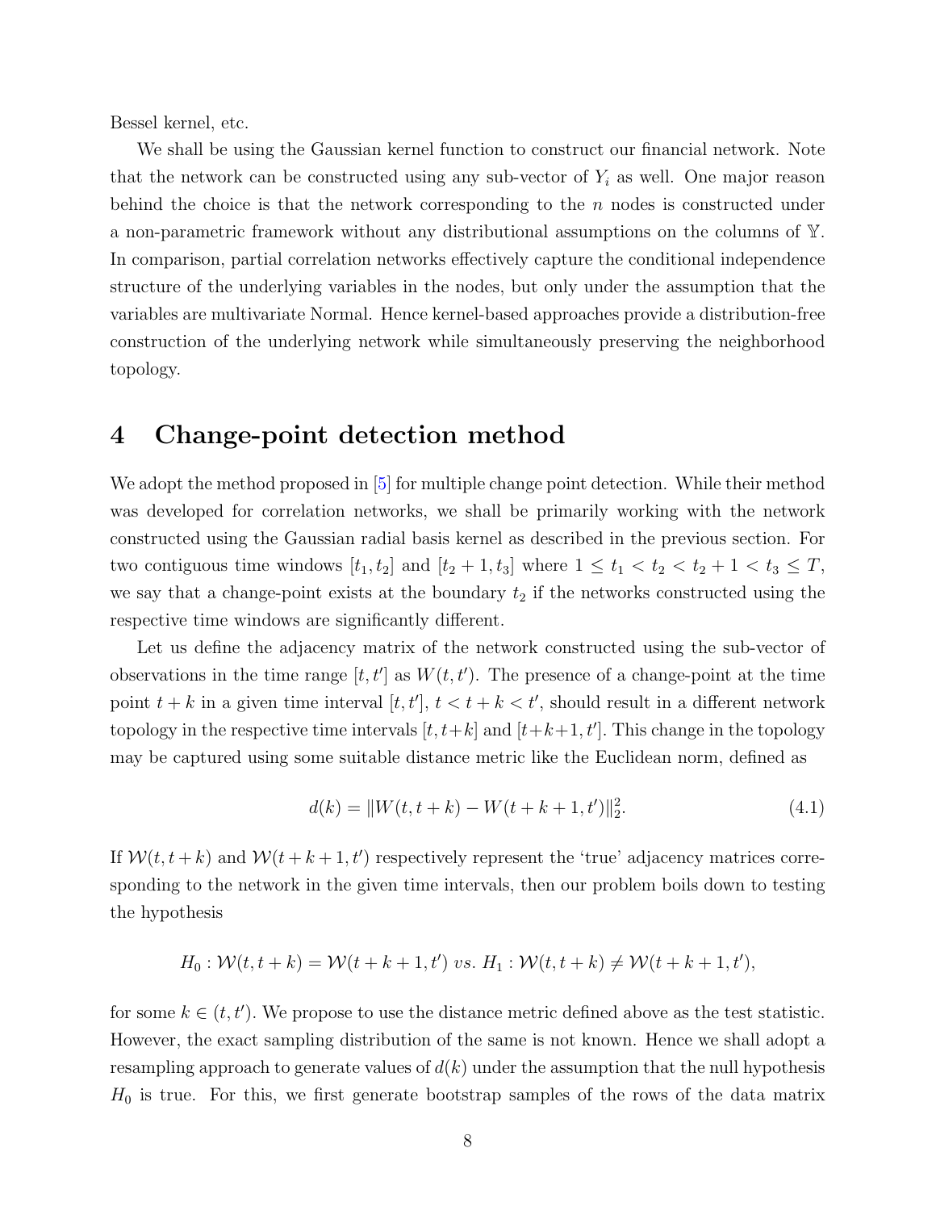Bessel kernel, etc.

We shall be using the Gaussian kernel function to construct our financial network. Note that the network can be constructed using any sub-vector of $Y_i$ as well. One major reason behind the choice is that the network corresponding to the $n$ nodes is constructed under a non-parametric framework without any distributional assumptions on the columns of $\mathbb{Y}$. In comparison, partial correlation networks effectively capture the conditional independence structure of the underlying variables in the nodes, but only under the assumption that the variables are multivariate Normal. Hence kernel-based approaches provide a distribution-free construction of the underlying network while simultaneously preserving the neighborhood topology.

# 4 Change-point detection method

We adopt the method proposed in [5] for multiple change point detection. While their method was developed for correlation networks, we shall be primarily working with the network constructed using the Gaussian radial basis kernel as described in the previous section. For two contiguous time windows $[t_1, t_2]$ and $[t_2 + 1, t_3]$ where $1 \leq t_1 < t_2 < t_2 + 1 < t_3 \leq T$, we say that a change-point exists at the boundary $t_2$ if the networks constructed using the respective time windows are significantly different.

Let us define the adjacency matrix of the network constructed using the sub-vector of observations in the time range $[t, t']$ as $W(t, t')$. The presence of a change-point at the time point $t + k$ in a given time interval $[t, t']$, $t < t + k < t'$, should result in a different network topology in the respective time intervals $[t, t+k]$ and $[t+k+1, t']$. This change in the topology may be captured using some suitable distance metric like the Euclidean norm, defined as

$$d(k) = \|W(t, t + k) - W(t + k + 1, t')\|_2^2. \tag{4.1}$$

If $\mathcal{W}(t, t + k)$ and $\mathcal{W}(t + k + 1, t')$ respectively represent the 'true' adjacency matrices corresponding to the network in the given time intervals, then our problem boils down to testing the hypothesis

$$H_0 : \mathcal{W}(t, t + k) = \mathcal{W}(t + k + 1, t') \; vs. \; H_1 : \mathcal{W}(t, t + k) \neq \mathcal{W}(t + k + 1, t'),$$

for some $k \in (t, t')$. We propose to use the distance metric defined above as the test statistic. However, the exact sampling distribution of the same is not known. Hence we shall adopt a resampling approach to generate values of $d(k)$ under the assumption that the null hypothesis $H_0$ is true. For this, we first generate bootstrap samples of the rows of the data matrix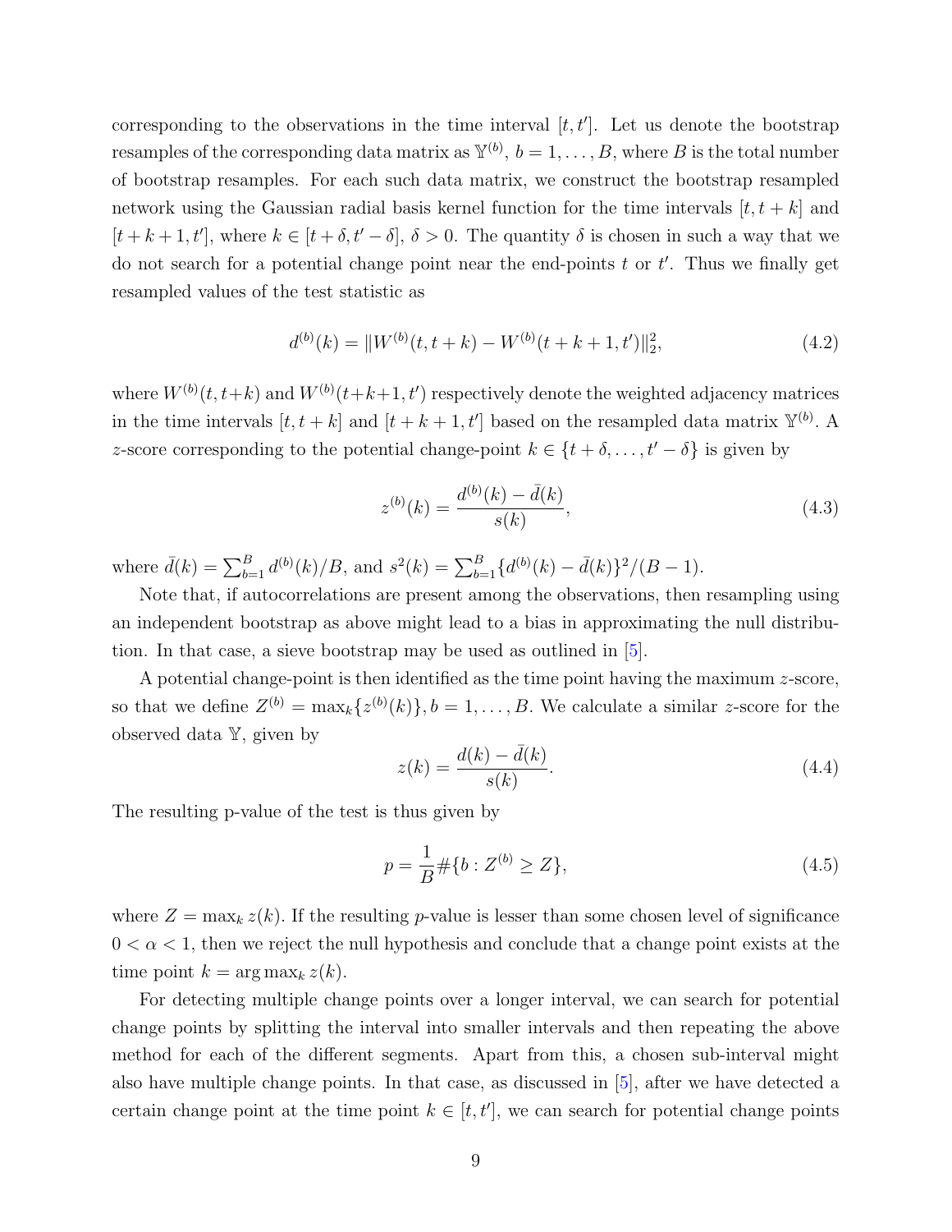corresponding to the observations in the time interval $[t, t']$. Let us denote the bootstrap resamples of the corresponding data matrix as $\mathbb{Y}^{(b)}$, $b = 1, \ldots, B$, where $B$ is the total number of bootstrap resamples. For each such data matrix, we construct the bootstrap resampled network using the Gaussian radial basis kernel function for the time intervals $[t, t+k]$ and $[t+k+1, t']$, where $k \in [t+\delta, t'-\delta]$, $\delta > 0$. The quantity $\delta$ is chosen in such a way that we do not search for a potential change point near the end-points $t$ or $t'$. Thus we finally get resampled values of the test statistic as

$$d^{(b)}(k) = \|W^{(b)}(t, t+k) - W^{(b)}(t+k+1, t')\|_2^2, \tag{4.2}$$

where $W^{(b)}(t, t+k)$ and $W^{(b)}(t+k+1, t')$ respectively denote the weighted adjacency matrices in the time intervals $[t, t+k]$ and $[t+k+1, t']$ based on the resampled data matrix $\mathbb{Y}^{(b)}$. A $z$-score corresponding to the potential change-point $k \in \{t+\delta, \ldots, t'-\delta\}$ is given by

$$z^{(b)}(k) = \frac{d^{(b)}(k) - \bar{d}(k)}{s(k)}, \tag{4.3}$$

where $\bar{d}(k) = \sum_{b=1}^{B} d^{(b)}(k)/B$, and $s^2(k) = \sum_{b=1}^{B} \{d^{(b)}(k) - \bar{d}(k)\}^2/(B-1)$.

Note that, if autocorrelations are present among the observations, then resampling using an independent bootstrap as above might lead to a bias in approximating the null distribution. In that case, a sieve bootstrap may be used as outlined in [5].

A potential change-point is then identified as the time point having the maximum $z$-score, so that we define $Z^{(b)} = \max_k \{z^{(b)}(k)\}, b = 1, \ldots, B$. We calculate a similar $z$-score for the observed data $\mathbb{Y}$, given by

$$z(k) = \frac{d(k) - \bar{d}(k)}{s(k)}. \tag{4.4}$$

The resulting p-value of the test is thus given by

$$p = \frac{1}{B} \#\{b : Z^{(b)} \geq Z\}, \tag{4.5}$$

where $Z = \max_k z(k)$. If the resulting $p$-value is lesser than some chosen level of significance $0 < \alpha < 1$, then we reject the null hypothesis and conclude that a change point exists at the time point $k = \arg\max_k z(k)$.

For detecting multiple change points over a longer interval, we can search for potential change points by splitting the interval into smaller intervals and then repeating the above method for each of the different segments. Apart from this, a chosen sub-interval might also have multiple change points. In that case, as discussed in [5], after we have detected a certain change point at the time point $k \in [t, t']$, we can search for potential change points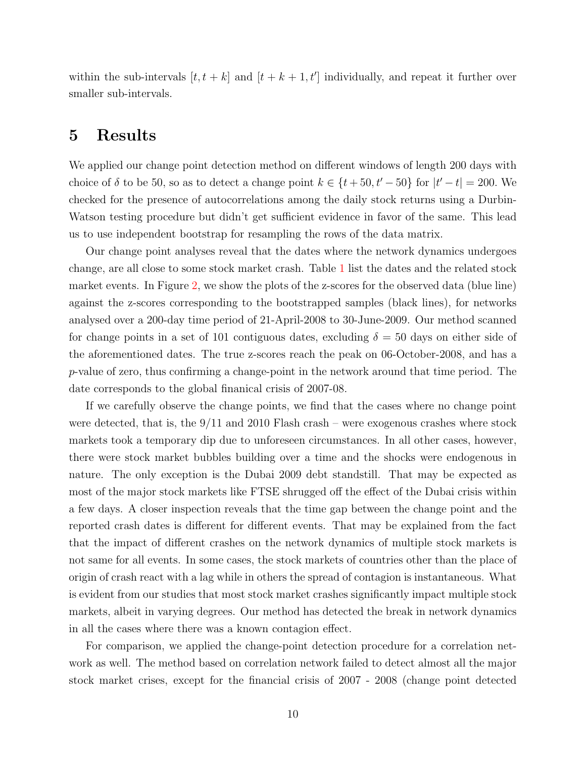within the sub-intervals $[t, t+k]$ and $[t+k+1, t']$ individually, and repeat it further over smaller sub-intervals.

# 5 Results

We applied our change point detection method on different windows of length 200 days with choice of $\delta$ to be 50, so as to detect a change point $k \in \{t+50, t'-50\}$ for $|t'-t| = 200$. We checked for the presence of autocorrelations among the daily stock returns using a Durbin-Watson testing procedure but didn't get sufficient evidence in favor of the same. This lead us to use independent bootstrap for resampling the rows of the data matrix.

Our change point analyses reveal that the dates where the network dynamics undergoes change, are all close to some stock market crash. Table 1 list the dates and the related stock market events. In Figure 2, we show the plots of the z-scores for the observed data (blue line) against the z-scores corresponding to the bootstrapped samples (black lines), for networks analysed over a 200-day time period of 21-April-2008 to 30-June-2009. Our method scanned for change points in a set of 101 contiguous dates, excluding $\delta = 50$ days on either side of the aforementioned dates. The true z-scores reach the peak on 06-October-2008, and has a $p$-value of zero, thus confirming a change-point in the network around that time period. The date corresponds to the global finanical crisis of 2007-08.

If we carefully observe the change points, we find that the cases where no change point were detected, that is, the 9/11 and 2010 Flash crash – were exogenous crashes where stock markets took a temporary dip due to unforeseen circumstances. In all other cases, however, there were stock market bubbles building over a time and the shocks were endogenous in nature. The only exception is the Dubai 2009 debt standstill. That may be expected as most of the major stock markets like FTSE shrugged off the effect of the Dubai crisis within a few days. A closer inspection reveals that the time gap between the change point and the reported crash dates is different for different events. That may be explained from the fact that the impact of different crashes on the network dynamics of multiple stock markets is not same for all events. In some cases, the stock markets of countries other than the place of origin of crash react with a lag while in others the spread of contagion is instantaneous. What is evident from our studies that most stock market crashes significantly impact multiple stock markets, albeit in varying degrees. Our method has detected the break in network dynamics in all the cases where there was a known contagion effect.

For comparison, we applied the change-point detection procedure for a correlation network as well. The method based on correlation network failed to detect almost all the major stock market crises, except for the financial crisis of 2007 - 2008 (change point detected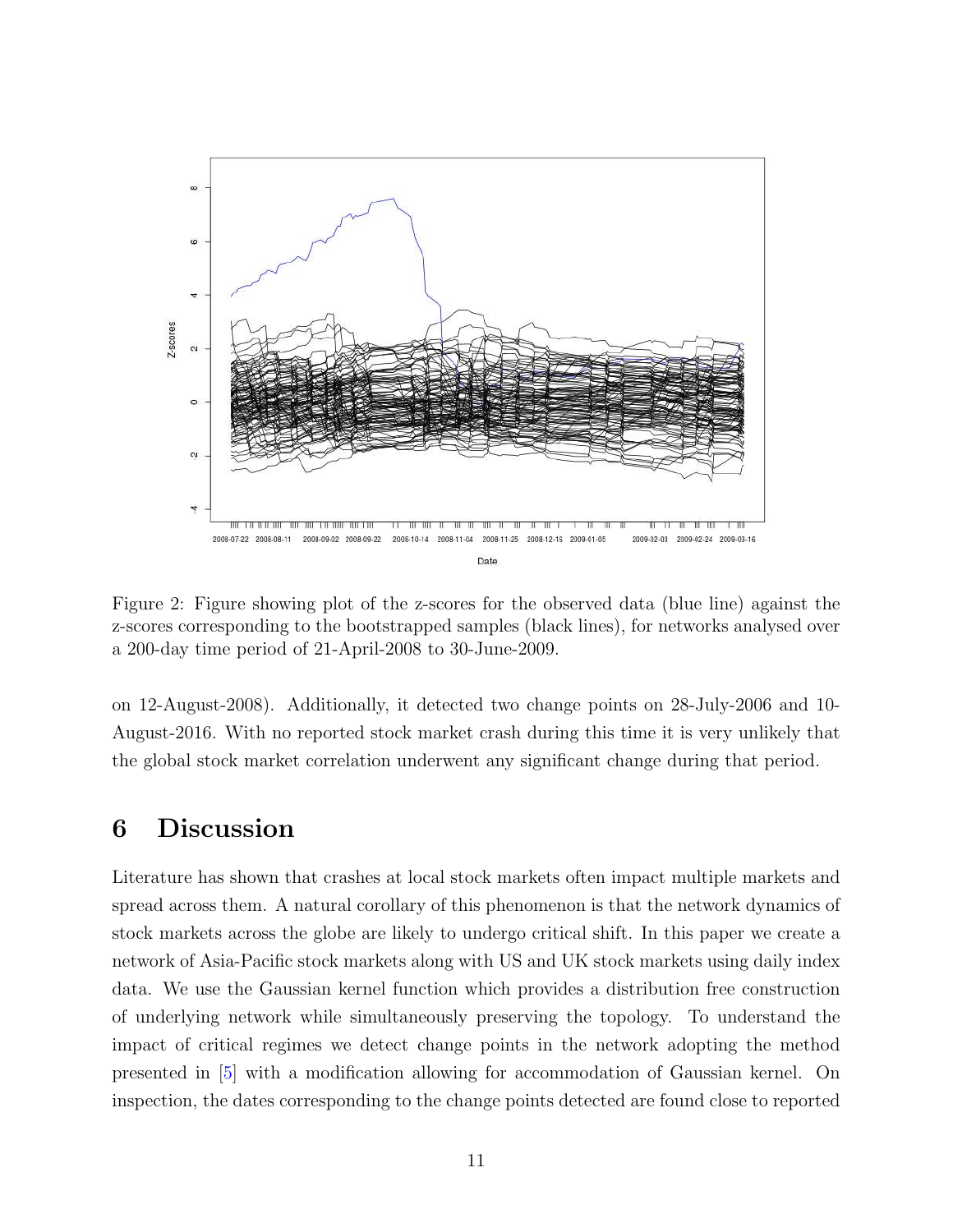Figure 2: Figure showing plot of the z-scores for the observed data (blue line) against the z-scores corresponding to the bootstrapped samples (black lines), for networks analysed over a 200-day time period of 21-April-2008 to 30-June-2009.

on 12-August-2008). Additionally, it detected two change points on 28-July-2006 and 10-August-2016. With no reported stock market crash during this time it is very unlikely that the global stock market correlation underwent any significant change during that period.

# 6 Discussion

Literature has shown that crashes at local stock markets often impact multiple markets and spread across them. A natural corollary of this phenomenon is that the network dynamics of stock markets across the globe are likely to undergo critical shift. In this paper we create a network of Asia-Pacific stock markets along with US and UK stock markets using daily index data. We use the Gaussian kernel function which provides a distribution free construction of underlying network while simultaneously preserving the topology. To understand the impact of critical regimes we detect change points in the network adopting the method presented in [5] with a modification allowing for accommodation of Gaussian kernel. On inspection, the dates corresponding to the change points detected are found close to reported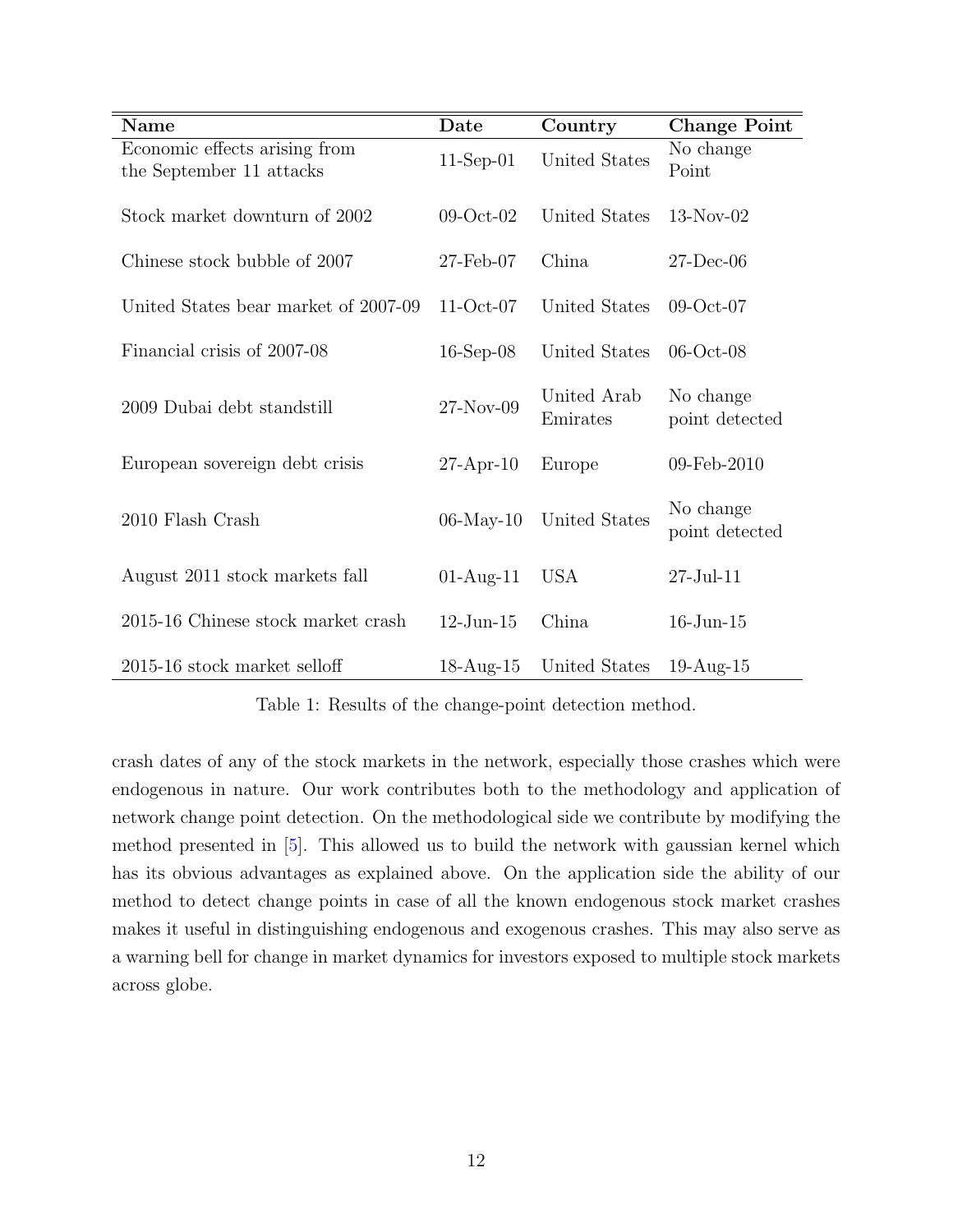| Name | Date | Country | Change Point |
| --- | --- | --- | --- |
| Economic effects arising from the September 11 attacks | 11-Sep-01 | United States | No change Point |
| Stock market downturn of 2002 | 09-Oct-02 | United States | 13-Nov-02 |
| Chinese stock bubble of 2007 | 27-Feb-07 | China | 27-Dec-06 |
| United States bear market of 2007-09 | 11-Oct-07 | United States | 09-Oct-07 |
| Financial crisis of 2007-08 | 16-Sep-08 | United States | 06-Oct-08 |
| 2009 Dubai debt standstill | 27-Nov-09 | United Arab Emirates | No change point detected |
| European sovereign debt crisis | 27-Apr-10 | Europe | 09-Feb-2010 |
| 2010 Flash Crash | 06-May-10 | United States | No change point detected |
| August 2011 stock markets fall | 01-Aug-11 | USA | 27-Jul-11 |
| 2015-16 Chinese stock market crash | 12-Jun-15 | China | 16-Jun-15 |
| 2015-16 stock market selloff | 18-Aug-15 | United States | 19-Aug-15 |

Table 1: Results of the change-point detection method.

crash dates of any of the stock markets in the network, especially those crashes which were endogenous in nature. Our work contributes both to the methodology and application of network change point detection. On the methodological side we contribute by modifying the method presented in [5]. This allowed us to build the network with gaussian kernel which has its obvious advantages as explained above. On the application side the ability of our method to detect change points in case of all the known endogenous stock market crashes makes it useful in distinguishing endogenous and exogenous crashes. This may also serve as a warning bell for change in market dynamics for investors exposed to multiple stock markets across globe.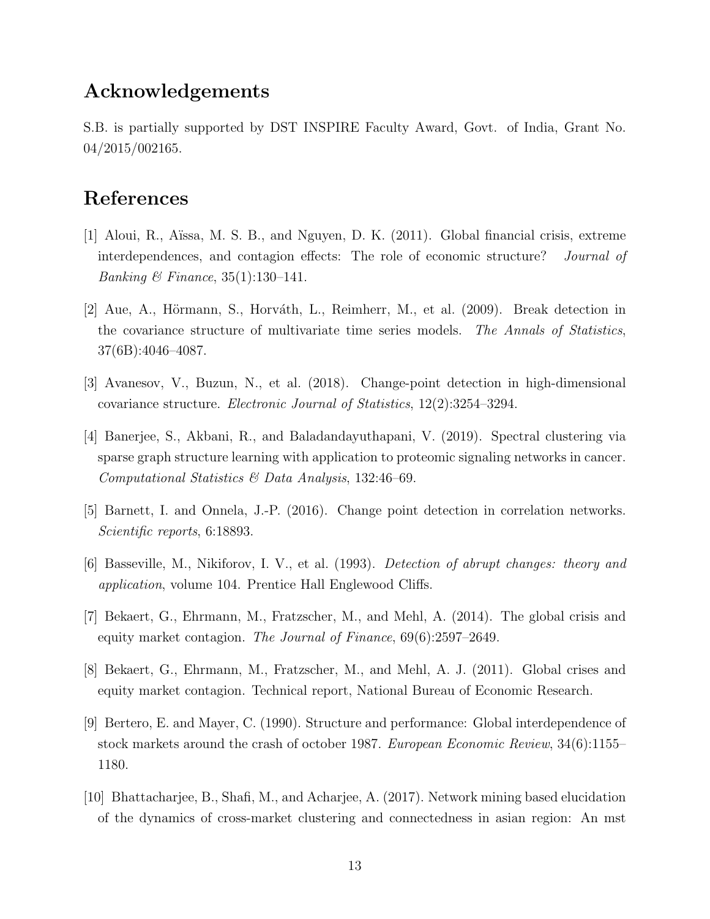## Acknowledgements

S.B. is partially supported by DST INSPIRE Faculty Award, Govt. of India, Grant No. 04/2015/002165.

## References

[1] Aloui, R., Aïssa, M. S. B., and Nguyen, D. K. (2011). Global financial crisis, extreme interdependences, and contagion effects: The role of economic structure? *Journal of Banking & Finance*, 35(1):130–141.

[2] Aue, A., Hörmann, S., Horváth, L., Reimherr, M., et al. (2009). Break detection in the covariance structure of multivariate time series models. *The Annals of Statistics*, 37(6B):4046–4087.

[3] Avanesov, V., Buzun, N., et al. (2018). Change-point detection in high-dimensional covariance structure. *Electronic Journal of Statistics*, 12(2):3254–3294.

[4] Banerjee, S., Akbani, R., and Baladandayuthapani, V. (2019). Spectral clustering via sparse graph structure learning with application to proteomic signaling networks in cancer. *Computational Statistics & Data Analysis*, 132:46–69.

[5] Barnett, I. and Onnela, J.-P. (2016). Change point detection in correlation networks. *Scientific reports*, 6:18893.

[6] Basseville, M., Nikiforov, I. V., et al. (1993). *Detection of abrupt changes: theory and application*, volume 104. Prentice Hall Englewood Cliffs.

[7] Bekaert, G., Ehrmann, M., Fratzscher, M., and Mehl, A. (2014). The global crisis and equity market contagion. *The Journal of Finance*, 69(6):2597–2649.

[8] Bekaert, G., Ehrmann, M., Fratzscher, M., and Mehl, A. J. (2011). Global crises and equity market contagion. Technical report, National Bureau of Economic Research.

[9] Bertero, E. and Mayer, C. (1990). Structure and performance: Global interdependence of stock markets around the crash of october 1987. *European Economic Review*, 34(6):1155–1180.

[10] Bhattacharjee, B., Shafi, M., and Acharjee, A. (2017). Network mining based elucidation of the dynamics of cross-market clustering and connectedness in asian region: An mst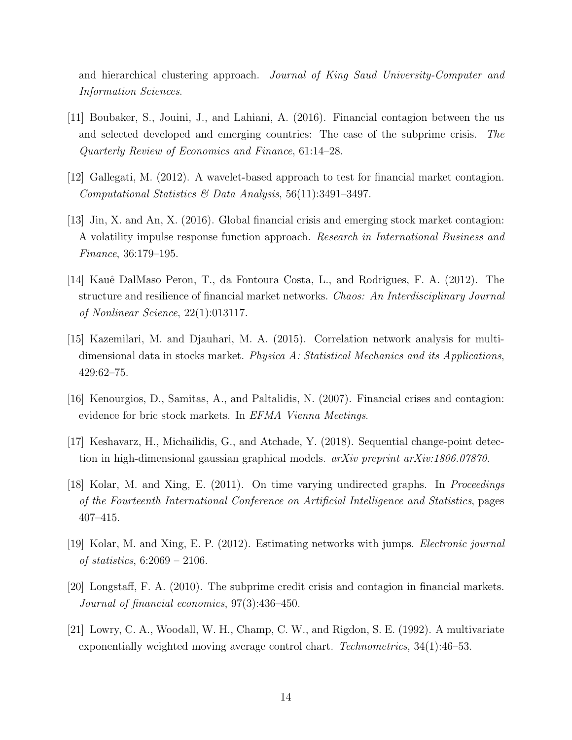and hierarchical clustering approach. *Journal of King Saud University-Computer and Information Sciences*.

[11] Boubaker, S., Jouini, J., and Lahiani, A. (2016). Financial contagion between the us and selected developed and emerging countries: The case of the subprime crisis. *The Quarterly Review of Economics and Finance*, 61:14–28.

[12] Gallegati, M. (2012). A wavelet-based approach to test for financial market contagion. *Computational Statistics & Data Analysis*, 56(11):3491–3497.

[13] Jin, X. and An, X. (2016). Global financial crisis and emerging stock market contagion: A volatility impulse response function approach. *Research in International Business and Finance*, 36:179–195.

[14] Kauê DalMaso Peron, T., da Fontoura Costa, L., and Rodrigues, F. A. (2012). The structure and resilience of financial market networks. *Chaos: An Interdisciplinary Journal of Nonlinear Science*, 22(1):013117.

[15] Kazemilari, M. and Djauhari, M. A. (2015). Correlation network analysis for multi-dimensional data in stocks market. *Physica A: Statistical Mechanics and its Applications*, 429:62–75.

[16] Kenourgios, D., Samitas, A., and Paltalidis, N. (2007). Financial crises and contagion: evidence for bric stock markets. In *EFMA Vienna Meetings*.

[17] Keshavarz, H., Michailidis, G., and Atchade, Y. (2018). Sequential change-point detection in high-dimensional gaussian graphical models. *arXiv preprint arXiv:1806.07870*.

[18] Kolar, M. and Xing, E. (2011). On time varying undirected graphs. In *Proceedings of the Fourteenth International Conference on Artificial Intelligence and Statistics*, pages 407–415.

[19] Kolar, M. and Xing, E. P. (2012). Estimating networks with jumps. *Electronic journal of statistics*, 6:2069 – 2106.

[20] Longstaff, F. A. (2010). The subprime credit crisis and contagion in financial markets. *Journal of financial economics*, 97(3):436–450.

[21] Lowry, C. A., Woodall, W. H., Champ, C. W., and Rigdon, S. E. (1992). A multivariate exponentially weighted moving average control chart. *Technometrics*, 34(1):46–53.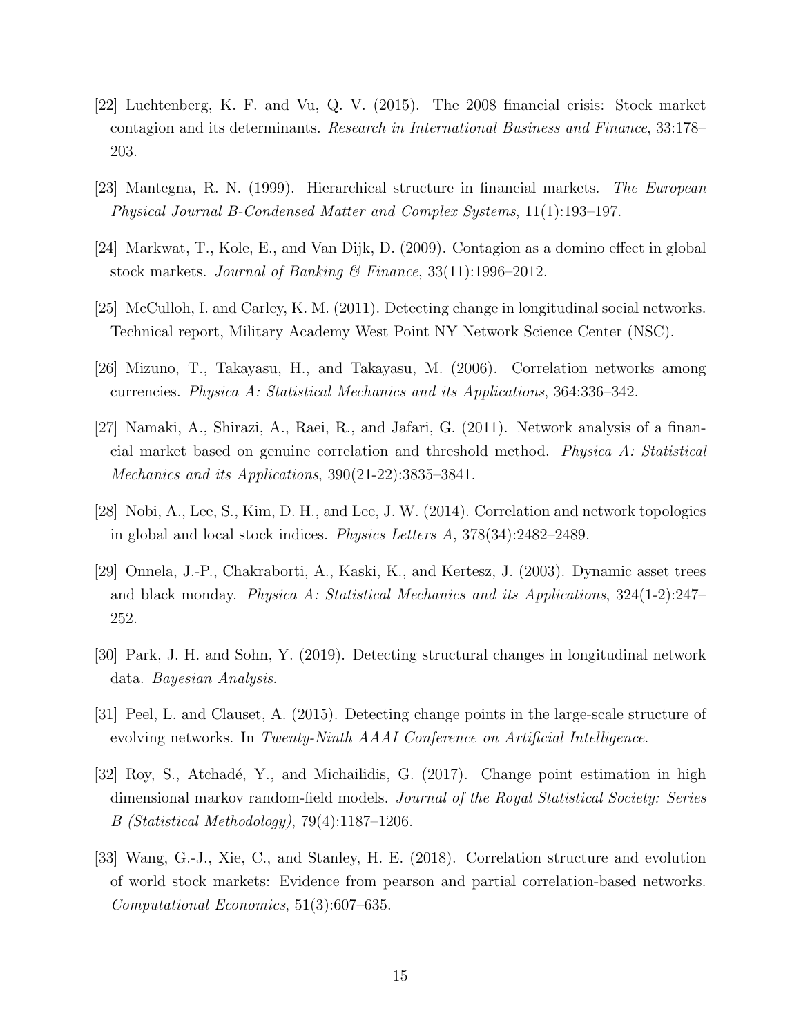[22] Luchtenberg, K. F. and Vu, Q. V. (2015). The 2008 financial crisis: Stock market contagion and its determinants. *Research in International Business and Finance*, 33:178–203.

[23] Mantegna, R. N. (1999). Hierarchical structure in financial markets. *The European Physical Journal B-Condensed Matter and Complex Systems*, 11(1):193–197.

[24] Markwat, T., Kole, E., and Van Dijk, D. (2009). Contagion as a domino effect in global stock markets. *Journal of Banking & Finance*, 33(11):1996–2012.

[25] McCulloh, I. and Carley, K. M. (2011). Detecting change in longitudinal social networks. Technical report, Military Academy West Point NY Network Science Center (NSC).

[26] Mizuno, T., Takayasu, H., and Takayasu, M. (2006). Correlation networks among currencies. *Physica A: Statistical Mechanics and its Applications*, 364:336–342.

[27] Namaki, A., Shirazi, A., Raei, R., and Jafari, G. (2011). Network analysis of a financial market based on genuine correlation and threshold method. *Physica A: Statistical Mechanics and its Applications*, 390(21-22):3835–3841.

[28] Nobi, A., Lee, S., Kim, D. H., and Lee, J. W. (2014). Correlation and network topologies in global and local stock indices. *Physics Letters A*, 378(34):2482–2489.

[29] Onnela, J.-P., Chakraborti, A., Kaski, K., and Kertesz, J. (2003). Dynamic asset trees and black monday. *Physica A: Statistical Mechanics and its Applications*, 324(1-2):247–252.

[30] Park, J. H. and Sohn, Y. (2019). Detecting structural changes in longitudinal network data. *Bayesian Analysis*.

[31] Peel, L. and Clauset, A. (2015). Detecting change points in the large-scale structure of evolving networks. In *Twenty-Ninth AAAI Conference on Artificial Intelligence*.

[32] Roy, S., Atchadé, Y., and Michailidis, G. (2017). Change point estimation in high dimensional markov random-field models. *Journal of the Royal Statistical Society: Series B (Statistical Methodology)*, 79(4):1187–1206.

[33] Wang, G.-J., Xie, C., and Stanley, H. E. (2018). Correlation structure and evolution of world stock markets: Evidence from pearson and partial correlation-based networks. *Computational Economics*, 51(3):607–635.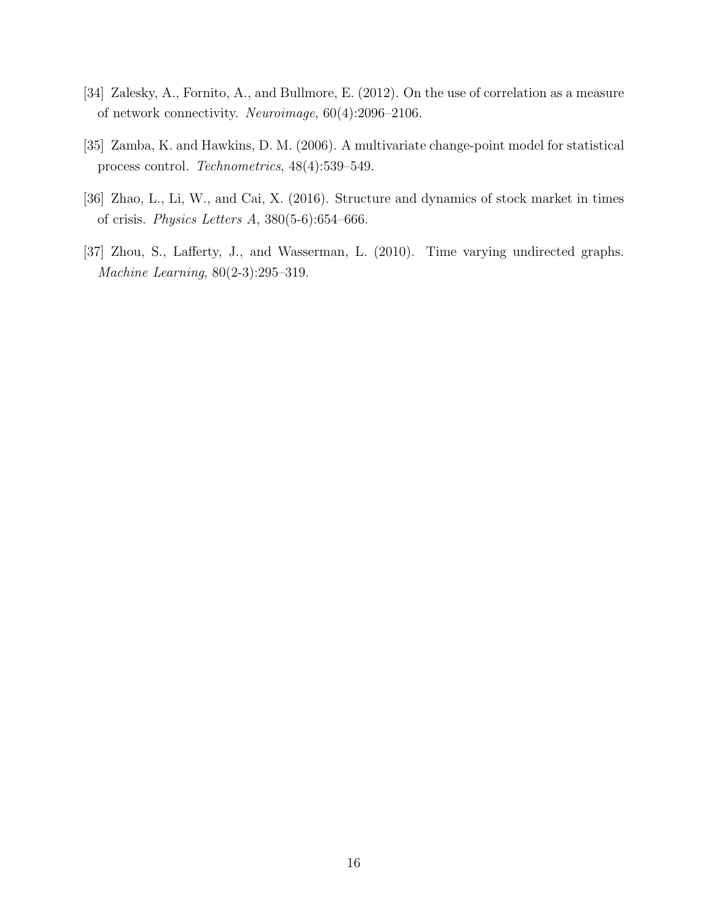[34] Zalesky, A., Fornito, A., and Bullmore, E. (2012). On the use of correlation as a measure of network connectivity. *Neuroimage*, 60(4):2096–2106.

[35] Zamba, K. and Hawkins, D. M. (2006). A multivariate change-point model for statistical process control. *Technometrics*, 48(4):539–549.

[36] Zhao, L., Li, W., and Cai, X. (2016). Structure and dynamics of stock market in times of crisis. *Physics Letters A*, 380(5-6):654–666.

[37] Zhou, S., Lafferty, J., and Wasserman, L. (2010). Time varying undirected graphs. *Machine Learning*, 80(2-3):295–319.